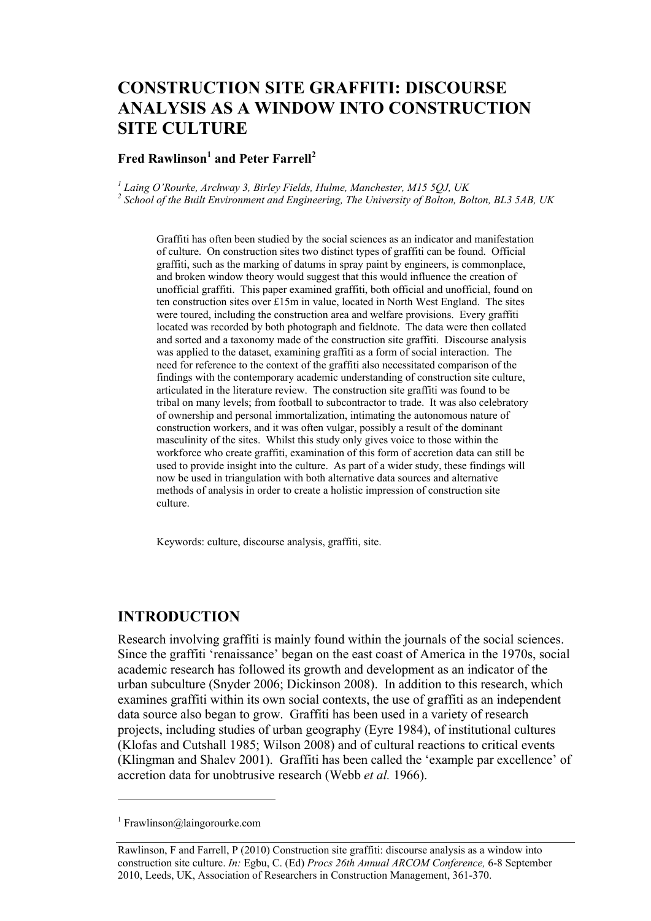# CONSTRUCTION SITE GRAFFITI: DISCOURSE ANALYSIS AS A WINDOW INTO CONSTRUCTION SITE CULTURE

**Fred Rawlinson[1] and Peter Farrell[2]**

*[1] Laing O'Rourke, Archway 3, Birley Fields, Hulme, Manchester, M15 5QJ, UK*
*[2] School of the Built Environment and Engineering, The University of Bolton, Bolton, BL3 5AB, UK*

Graffiti has often been studied by the social sciences as an indicator and manifestation of culture. On construction sites two distinct types of graffiti can be found. Official graffiti, such as the marking of datums in spray paint by engineers, is commonplace, and broken window theory would suggest that this would influence the creation of unofficial graffiti. This paper examined graffiti, both official and unofficial, found on ten construction sites over £15m in value, located in North West England. The sites were toured, including the construction area and welfare provisions. Every graffiti located was recorded by both photograph and fieldnote. The data were then collated and sorted and a taxonomy made of the construction site graffiti. Discourse analysis was applied to the dataset, examining graffiti as a form of social interaction. The need for reference to the context of the graffiti also necessitated comparison of the findings with the contemporary academic understanding of construction site culture, articulated in the literature review. The construction site graffiti was found to be tribal on many levels; from football to subcontractor to trade. It was also celebratory of ownership and personal immortalization, intimating the autonomous nature of construction workers, and it was often vulgar, possibly a result of the dominant masculinity of the sites. Whilst this study only gives voice to those within the workforce who create graffiti, examination of this form of accretion data can still be used to provide insight into the culture. As part of a wider study, these findings will now be used in triangulation with both alternative data sources and alternative methods of analysis in order to create a holistic impression of construction site culture.

Keywords: culture, discourse analysis, graffiti, site.

## INTRODUCTION

Research involving graffiti is mainly found within the journals of the social sciences. Since the graffiti 'renaissance' began on the east coast of America in the 1970s, social academic research has followed its growth and development as an indicator of the urban subculture (Snyder 2006; Dickinson 2008). In addition to this research, which examines graffiti within its own social contexts, the use of graffiti as an independent data source also began to grow. Graffiti has been used in a variety of research projects, including studies of urban geography (Eyre 1984), of institutional cultures (Klofas and Cutshall 1985; Wilson 2008) and of cultural reactions to critical events (Klingman and Shalev 2001). Graffiti has been called the 'example par excellence' of accretion data for unobtrusive research (Webb *et al.* 1966).

[1] Frawlinson@laingorourke.com

Rawlinson, F and Farrell, P (2010) Construction site graffiti: discourse analysis as a window into construction site culture. *In:* Egbu, C. (Ed) *Procs 26th Annual ARCOM Conference,* 6-8 September 2010, Leeds, UK, Association of Researchers in Construction Management, 361-370.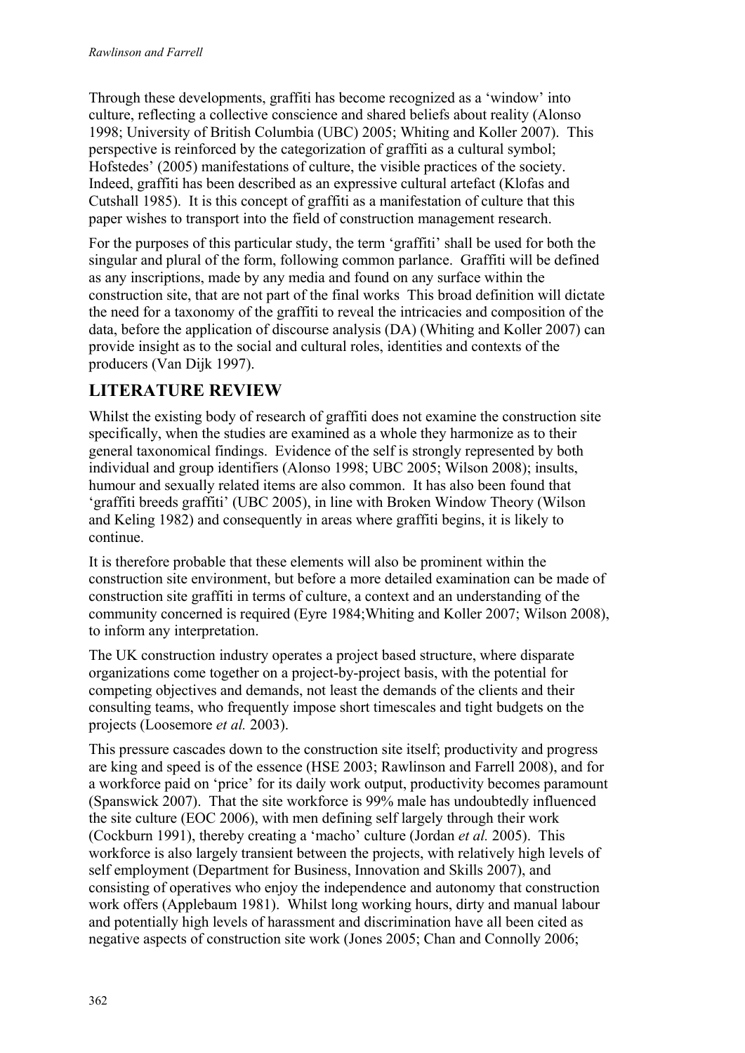Through these developments, graffiti has become recognized as a 'window' into culture, reflecting a collective conscience and shared beliefs about reality (Alonso 1998; University of British Columbia (UBC) 2005; Whiting and Koller 2007). This perspective is reinforced by the categorization of graffiti as a cultural symbol; Hofstedes' (2005) manifestations of culture, the visible practices of the society. Indeed, graffiti has been described as an expressive cultural artefact (Klofas and Cutshall 1985). It is this concept of graffiti as a manifestation of culture that this paper wishes to transport into the field of construction management research.

For the purposes of this particular study, the term 'graffiti' shall be used for both the singular and plural of the form, following common parlance. Graffiti will be defined as any inscriptions, made by any media and found on any surface within the construction site, that are not part of the final works This broad definition will dictate the need for a taxonomy of the graffiti to reveal the intricacies and composition of the data, before the application of discourse analysis (DA) (Whiting and Koller 2007) can provide insight as to the social and cultural roles, identities and contexts of the producers (Van Dijk 1997).

## LITERATURE REVIEW

Whilst the existing body of research of graffiti does not examine the construction site specifically, when the studies are examined as a whole they harmonize as to their general taxonomical findings. Evidence of the self is strongly represented by both individual and group identifiers (Alonso 1998; UBC 2005; Wilson 2008); insults, humour and sexually related items are also common. It has also been found that 'graffiti breeds graffiti' (UBC 2005), in line with Broken Window Theory (Wilson and Keling 1982) and consequently in areas where graffiti begins, it is likely to continue.

It is therefore probable that these elements will also be prominent within the construction site environment, but before a more detailed examination can be made of construction site graffiti in terms of culture, a context and an understanding of the community concerned is required (Eyre 1984;Whiting and Koller 2007; Wilson 2008), to inform any interpretation.

The UK construction industry operates a project based structure, where disparate organizations come together on a project-by-project basis, with the potential for competing objectives and demands, not least the demands of the clients and their consulting teams, who frequently impose short timescales and tight budgets on the projects (Loosemore *et al.* 2003).

This pressure cascades down to the construction site itself; productivity and progress are king and speed is of the essence (HSE 2003; Rawlinson and Farrell 2008), and for a workforce paid on 'price' for its daily work output, productivity becomes paramount (Spanswick 2007). That the site workforce is 99% male has undoubtedly influenced the site culture (EOC 2006), with men defining self largely through their work (Cockburn 1991), thereby creating a 'macho' culture (Jordan *et al.* 2005). This workforce is also largely transient between the projects, with relatively high levels of self employment (Department for Business, Innovation and Skills 2007), and consisting of operatives who enjoy the independence and autonomy that construction work offers (Applebaum 1981). Whilst long working hours, dirty and manual labour and potentially high levels of harassment and discrimination have all been cited as negative aspects of construction site work (Jones 2005; Chan and Connolly 2006;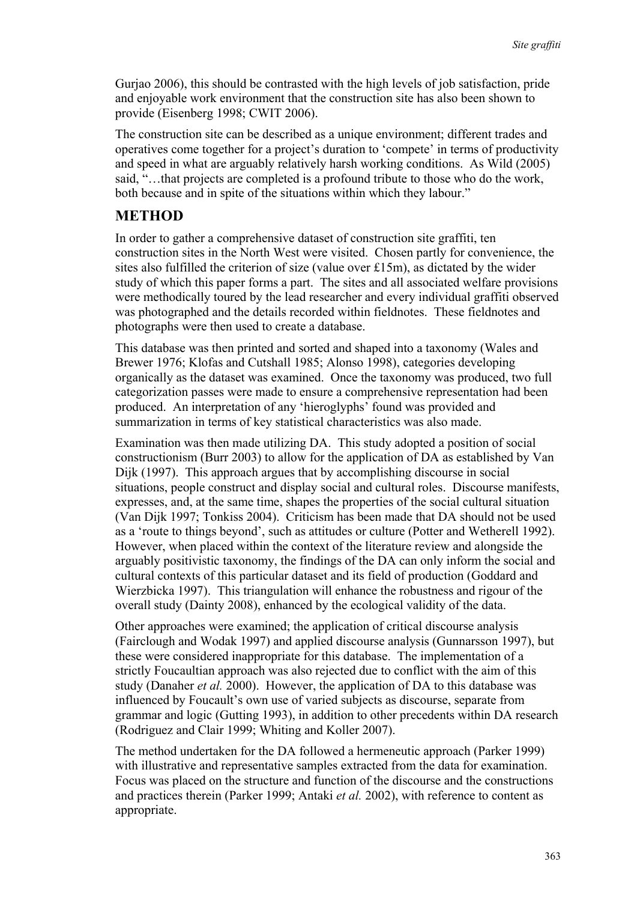Gurjao 2006), this should be contrasted with the high levels of job satisfaction, pride and enjoyable work environment that the construction site has also been shown to provide (Eisenberg 1998; CWIT 2006).

The construction site can be described as a unique environment; different trades and operatives come together for a project's duration to 'compete' in terms of productivity and speed in what are arguably relatively harsh working conditions. As Wild (2005) said, "…that projects are completed is a profound tribute to those who do the work, both because and in spite of the situations within which they labour."

## METHOD

In order to gather a comprehensive dataset of construction site graffiti, ten construction sites in the North West were visited. Chosen partly for convenience, the sites also fulfilled the criterion of size (value over £15m), as dictated by the wider study of which this paper forms a part. The sites and all associated welfare provisions were methodically toured by the lead researcher and every individual graffiti observed was photographed and the details recorded within fieldnotes. These fieldnotes and photographs were then used to create a database.

This database was then printed and sorted and shaped into a taxonomy (Wales and Brewer 1976; Klofas and Cutshall 1985; Alonso 1998), categories developing organically as the dataset was examined. Once the taxonomy was produced, two full categorization passes were made to ensure a comprehensive representation had been produced. An interpretation of any 'hieroglyphs' found was provided and summarization in terms of key statistical characteristics was also made.

Examination was then made utilizing DA. This study adopted a position of social constructionism (Burr 2003) to allow for the application of DA as established by Van Dijk (1997). This approach argues that by accomplishing discourse in social situations, people construct and display social and cultural roles. Discourse manifests, expresses, and, at the same time, shapes the properties of the social cultural situation (Van Dijk 1997; Tonkiss 2004). Criticism has been made that DA should not be used as a 'route to things beyond', such as attitudes or culture (Potter and Wetherell 1992). However, when placed within the context of the literature review and alongside the arguably positivistic taxonomy, the findings of the DA can only inform the social and cultural contexts of this particular dataset and its field of production (Goddard and Wierzbicka 1997). This triangulation will enhance the robustness and rigour of the overall study (Dainty 2008), enhanced by the ecological validity of the data.

Other approaches were examined; the application of critical discourse analysis (Fairclough and Wodak 1997) and applied discourse analysis (Gunnarsson 1997), but these were considered inappropriate for this database. The implementation of a strictly Foucaultian approach was also rejected due to conflict with the aim of this study (Danaher *et al.* 2000). However, the application of DA to this database was influenced by Foucault's own use of varied subjects as discourse, separate from grammar and logic (Gutting 1993), in addition to other precedents within DA research (Rodriguez and Clair 1999; Whiting and Koller 2007).

The method undertaken for the DA followed a hermeneutic approach (Parker 1999) with illustrative and representative samples extracted from the data for examination. Focus was placed on the structure and function of the discourse and the constructions and practices therein (Parker 1999; Antaki *et al.* 2002), with reference to content as appropriate.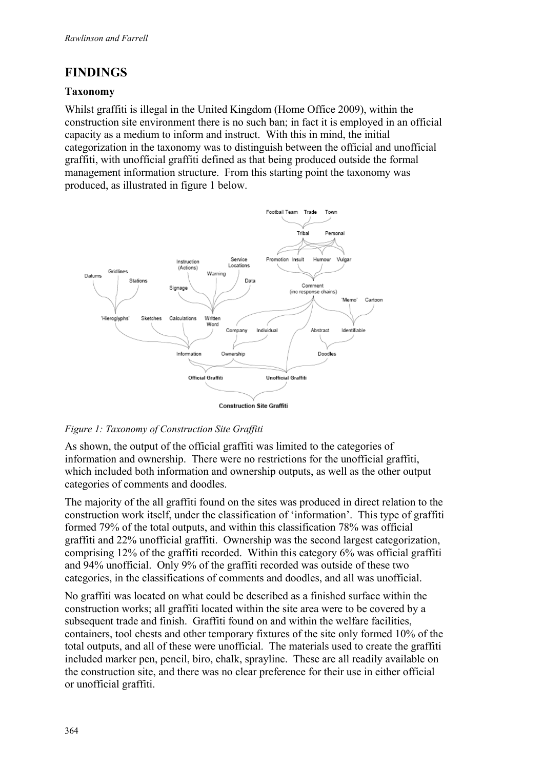## FINDINGS

### Taxonomy

Whilst graffiti is illegal in the United Kingdom (Home Office 2009), within the construction site environment there is no such ban; in fact it is employed in an official capacity as a medium to inform and instruct. With this in mind, the initial categorization in the taxonomy was to distinguish between the official and unofficial graffiti, with unofficial graffiti defined as that being produced outside the formal management information structure. From this starting point the taxonomy was produced, as illustrated in figure 1 below.

*Figure 1: Taxonomy of Construction Site Graffiti*

As shown, the output of the official graffiti was limited to the categories of information and ownership. There were no restrictions for the unofficial graffiti, which included both information and ownership outputs, as well as the other output categories of comments and doodles.

The majority of the all graffiti found on the sites was produced in direct relation to the construction work itself, under the classification of 'information'. This type of graffiti formed 79% of the total outputs, and within this classification 78% was official graffiti and 22% unofficial graffiti. Ownership was the second largest categorization, comprising 12% of the graffiti recorded. Within this category 6% was official graffiti and 94% unofficial. Only 9% of the graffiti recorded was outside of these two categories, in the classifications of comments and doodles, and all was unofficial.

No graffiti was located on what could be described as a finished surface within the construction works; all graffiti located within the site area were to be covered by a subsequent trade and finish. Graffiti found on and within the welfare facilities, containers, tool chests and other temporary fixtures of the site only formed 10% of the total outputs, and all of these were unofficial. The materials used to create the graffiti included marker pen, pencil, biro, chalk, sprayline. These are all readily available on the construction site, and there was no clear preference for their use in either official or unofficial graffiti.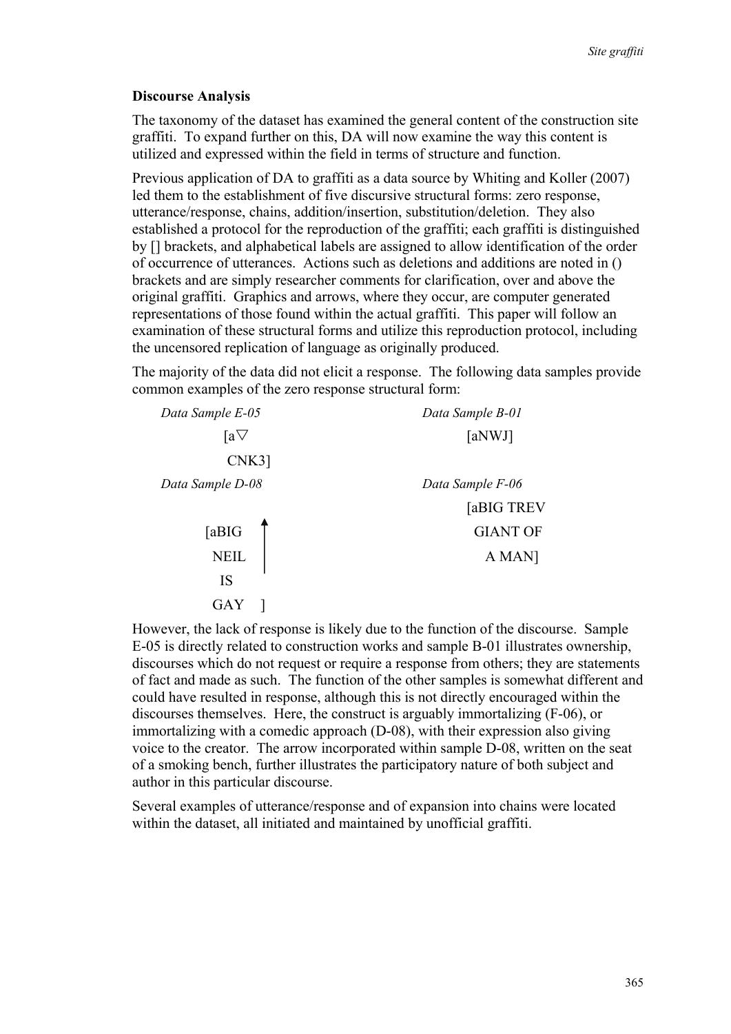## Discourse Analysis

The taxonomy of the dataset has examined the general content of the construction site graffiti. To expand further on this, DA will now examine the way this content is utilized and expressed within the field in terms of structure and function.

Previous application of DA to graffiti as a data source by Whiting and Koller (2007) led them to the establishment of five discursive structural forms: zero response, utterance/response, chains, addition/insertion, substitution/deletion. They also established a protocol for the reproduction of the graffiti; each graffiti is distinguished by [] brackets, and alphabetical labels are assigned to allow identification of the order of occurrence of utterances. Actions such as deletions and additions are noted in () brackets and are simply researcher comments for clarification, over and above the original graffiti. Graphics and arrows, where they occur, are computer generated representations of those found within the actual graffiti. This paper will follow an examination of these structural forms and utilize this reproduction protocol, including the uncensored replication of language as originally produced.

The majority of the data did not elicit a response. The following data samples provide common examples of the zero response structural form:

*Data Sample E-05*

[a▽
CNK3]

*Data Sample B-01*

[aNWJ]

*Data Sample D-08*

[aBIG ↑
NEIL
IS
GAY ]

*Data Sample F-06*

[aBIG TREV
GIANT OF
A MAN]

However, the lack of response is likely due to the function of the discourse. Sample E-05 is directly related to construction works and sample B-01 illustrates ownership, discourses which do not request or require a response from others; they are statements of fact and made as such. The function of the other samples is somewhat different and could have resulted in response, although this is not directly encouraged within the discourses themselves. Here, the construct is arguably immortalizing (F-06), or immortalizing with a comedic approach (D-08), with their expression also giving voice to the creator. The arrow incorporated within sample D-08, written on the seat of a smoking bench, further illustrates the participatory nature of both subject and author in this particular discourse.

Several examples of utterance/response and of expansion into chains were located within the dataset, all initiated and maintained by unofficial graffiti.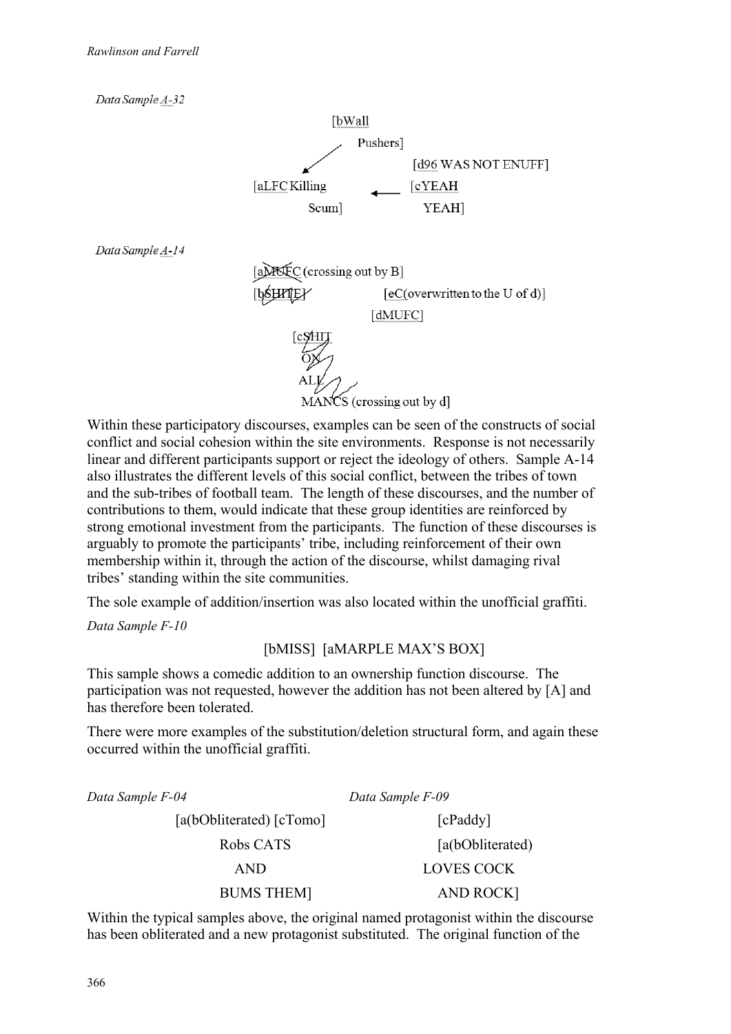*Data Sample A-32*

[bWall
Pushers]

[d96 WAS NOT ENUFF]

[aLFC Killing
Scum]

[cYEAH
YEAH]

*Data Sample A-14*

[aMUFC (crossing out by B]

[bSHITE]

[eC(overwritten to the U of d)]

[dMUFC]

[cSHIT
ON
ALL
MANCS (crossing out by d]

Within these participatory discourses, examples can be seen of the constructs of social conflict and social cohesion within the site environments. Response is not necessarily linear and different participants support or reject the ideology of others. Sample A-14 also illustrates the different levels of this social conflict, between the tribes of town and the sub-tribes of football team. The length of these discourses, and the number of contributions to them, would indicate that these group identities are reinforced by strong emotional investment from the participants. The function of these discourses is arguably to promote the participants' tribe, including reinforcement of their own membership within it, through the action of the discourse, whilst damaging rival tribes' standing within the site communities.

The sole example of addition/insertion was also located within the unofficial graffiti.

*Data Sample F-10*

[bMISS] [aMARPLE MAX'S BOX]

This sample shows a comedic addition to an ownership function discourse. The participation was not requested, however the addition has not been altered by [A] and has therefore been tolerated.

There were more examples of the substitution/deletion structural form, and again these occurred within the unofficial graffiti.

*Data Sample F-04*

[a(bObliterated) [cTomo]
Robs CATS
AND
BUMS THEM]

*Data Sample F-09*

[cPaddy]
[a(bObliterated)
LOVES COCK
AND ROCK]

Within the typical samples above, the original named protagonist within the discourse has been obliterated and a new protagonist substituted. The original function of the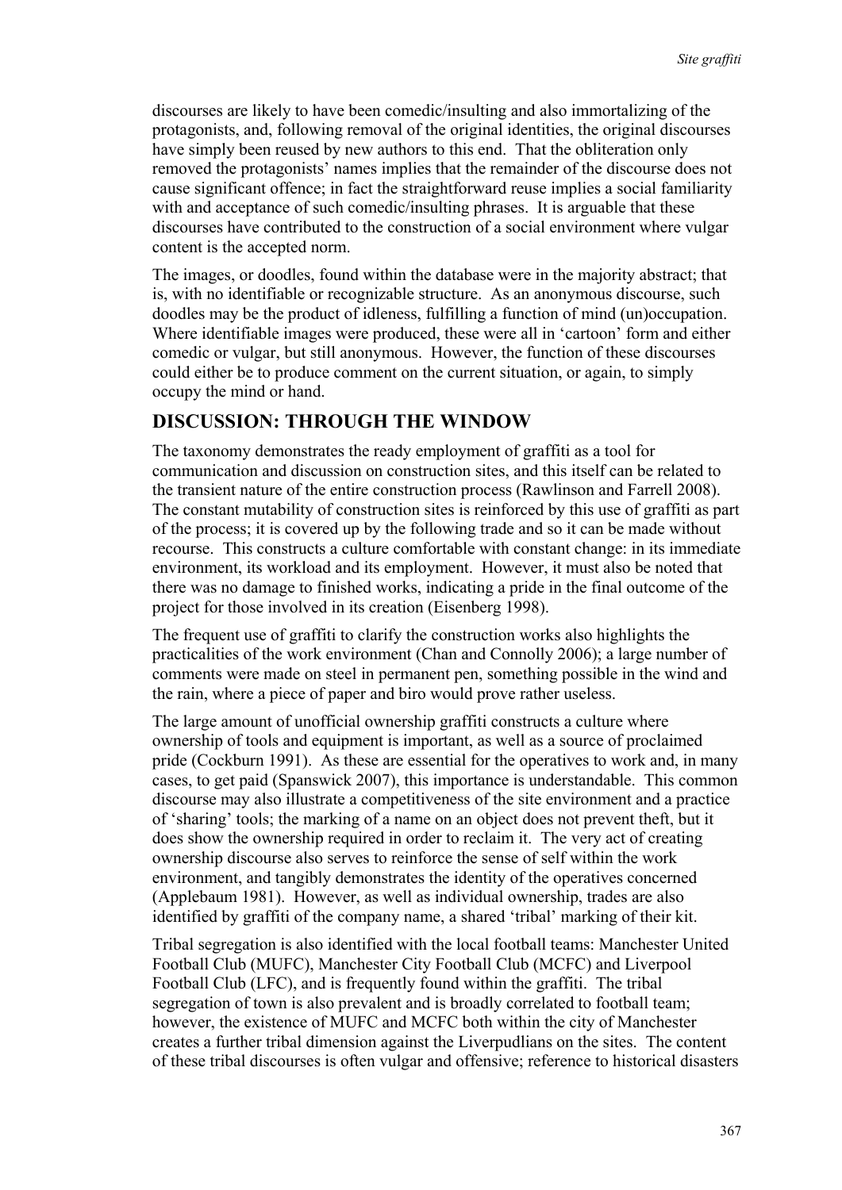discourses are likely to have been comedic/insulting and also immortalizing of the protagonists, and, following removal of the original identities, the original discourses have simply been reused by new authors to this end. That the obliteration only removed the protagonists' names implies that the remainder of the discourse does not cause significant offence; in fact the straightforward reuse implies a social familiarity with and acceptance of such comedic/insulting phrases. It is arguable that these discourses have contributed to the construction of a social environment where vulgar content is the accepted norm.

The images, or doodles, found within the database were in the majority abstract; that is, with no identifiable or recognizable structure. As an anonymous discourse, such doodles may be the product of idleness, fulfilling a function of mind (un)occupation. Where identifiable images were produced, these were all in 'cartoon' form and either comedic or vulgar, but still anonymous. However, the function of these discourses could either be to produce comment on the current situation, or again, to simply occupy the mind or hand.

## DISCUSSION: THROUGH THE WINDOW

The taxonomy demonstrates the ready employment of graffiti as a tool for communication and discussion on construction sites, and this itself can be related to the transient nature of the entire construction process (Rawlinson and Farrell 2008). The constant mutability of construction sites is reinforced by this use of graffiti as part of the process; it is covered up by the following trade and so it can be made without recourse. This constructs a culture comfortable with constant change: in its immediate environment, its workload and its employment. However, it must also be noted that there was no damage to finished works, indicating a pride in the final outcome of the project for those involved in its creation (Eisenberg 1998).

The frequent use of graffiti to clarify the construction works also highlights the practicalities of the work environment (Chan and Connolly 2006); a large number of comments were made on steel in permanent pen, something possible in the wind and the rain, where a piece of paper and biro would prove rather useless.

The large amount of unofficial ownership graffiti constructs a culture where ownership of tools and equipment is important, as well as a source of proclaimed pride (Cockburn 1991). As these are essential for the operatives to work and, in many cases, to get paid (Spanswick 2007), this importance is understandable. This common discourse may also illustrate a competitiveness of the site environment and a practice of 'sharing' tools; the marking of a name on an object does not prevent theft, but it does show the ownership required in order to reclaim it. The very act of creating ownership discourse also serves to reinforce the sense of self within the work environment, and tangibly demonstrates the identity of the operatives concerned (Applebaum 1981). However, as well as individual ownership, trades are also identified by graffiti of the company name, a shared 'tribal' marking of their kit.

Tribal segregation is also identified with the local football teams: Manchester United Football Club (MUFC), Manchester City Football Club (MCFC) and Liverpool Football Club (LFC), and is frequently found within the graffiti. The tribal segregation of town is also prevalent and is broadly correlated to football team; however, the existence of MUFC and MCFC both within the city of Manchester creates a further tribal dimension against the Liverpudlians on the sites. The content of these tribal discourses is often vulgar and offensive; reference to historical disasters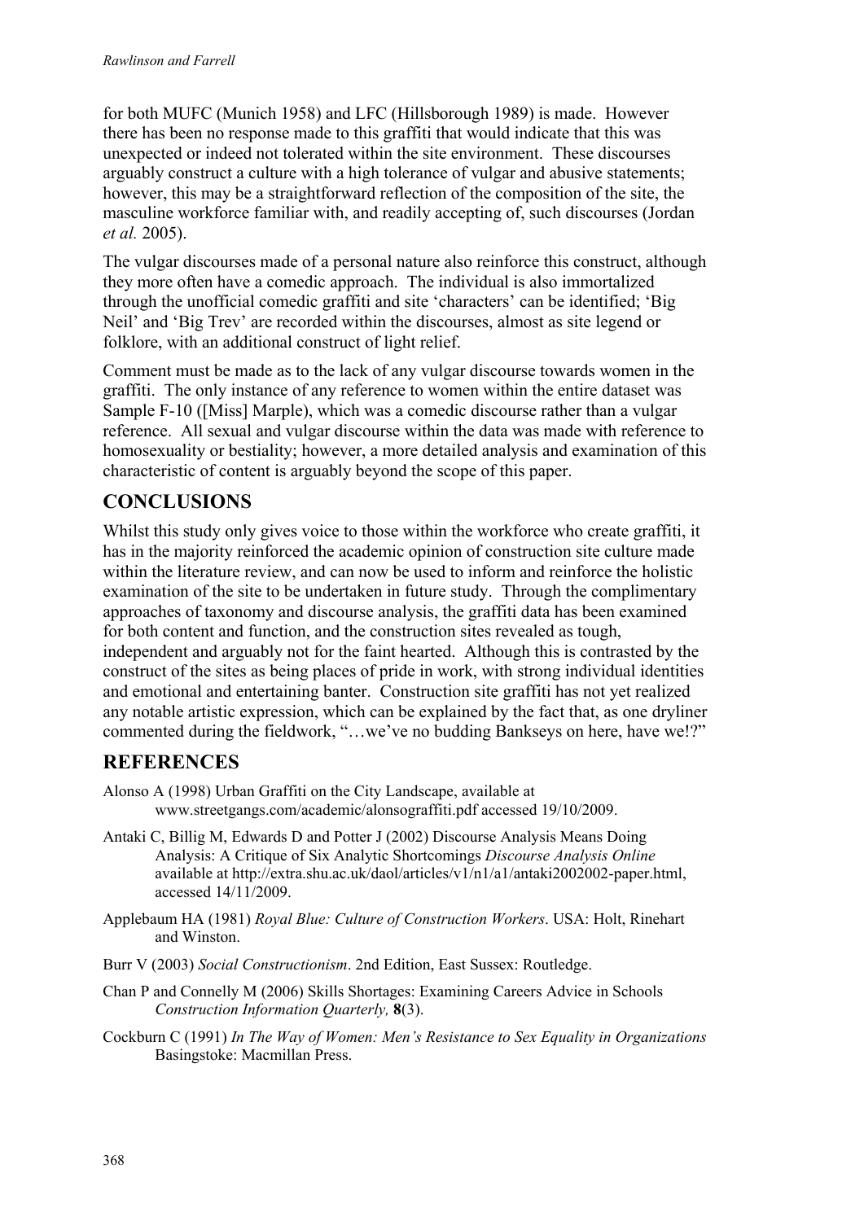for both MUFC (Munich 1958) and LFC (Hillsborough 1989) is made. However there has been no response made to this graffiti that would indicate that this was unexpected or indeed not tolerated within the site environment. These discourses arguably construct a culture with a high tolerance of vulgar and abusive statements; however, this may be a straightforward reflection of the composition of the site, the masculine workforce familiar with, and readily accepting of, such discourses (Jordan *et al.* 2005).

The vulgar discourses made of a personal nature also reinforce this construct, although they more often have a comedic approach. The individual is also immortalized through the unofficial comedic graffiti and site 'characters' can be identified; 'Big Neil' and 'Big Trev' are recorded within the discourses, almost as site legend or folklore, with an additional construct of light relief.

Comment must be made as to the lack of any vulgar discourse towards women in the graffiti. The only instance of any reference to women within the entire dataset was Sample F-10 ([Miss] Marple), which was a comedic discourse rather than a vulgar reference. All sexual and vulgar discourse within the data was made with reference to homosexuality or bestiality; however, a more detailed analysis and examination of this characteristic of content is arguably beyond the scope of this paper.

## CONCLUSIONS

Whilst this study only gives voice to those within the workforce who create graffiti, it has in the majority reinforced the academic opinion of construction site culture made within the literature review, and can now be used to inform and reinforce the holistic examination of the site to be undertaken in future study. Through the complimentary approaches of taxonomy and discourse analysis, the graffiti data has been examined for both content and function, and the construction sites revealed as tough, independent and arguably not for the faint hearted. Although this is contrasted by the construct of the sites as being places of pride in work, with strong individual identities and emotional and entertaining banter. Construction site graffiti has not yet realized any notable artistic expression, which can be explained by the fact that, as one dryliner commented during the fieldwork, "…we've no budding Bankseys on here, have we!?"

## REFERENCES

Alonso A (1998) Urban Graffiti on the City Landscape, available at www.streetgangs.com/academic/alonsograffiti.pdf accessed 19/10/2009.

Antaki C, Billig M, Edwards D and Potter J (2002) Discourse Analysis Means Doing Analysis: A Critique of Six Analytic Shortcomings *Discourse Analysis Online* available at http://extra.shu.ac.uk/daol/articles/v1/n1/a1/antaki2002002-paper.html, accessed 14/11/2009.

Applebaum HA (1981) *Royal Blue: Culture of Construction Workers*. USA: Holt, Rinehart and Winston.

Burr V (2003) *Social Constructionism*. 2nd Edition, East Sussex: Routledge.

Chan P and Connelly M (2006) Skills Shortages: Examining Careers Advice in Schools *Construction Information Quarterly,* **8**(3).

Cockburn C (1991) *In The Way of Women: Men's Resistance to Sex Equality in Organizations* Basingstoke: Macmillan Press.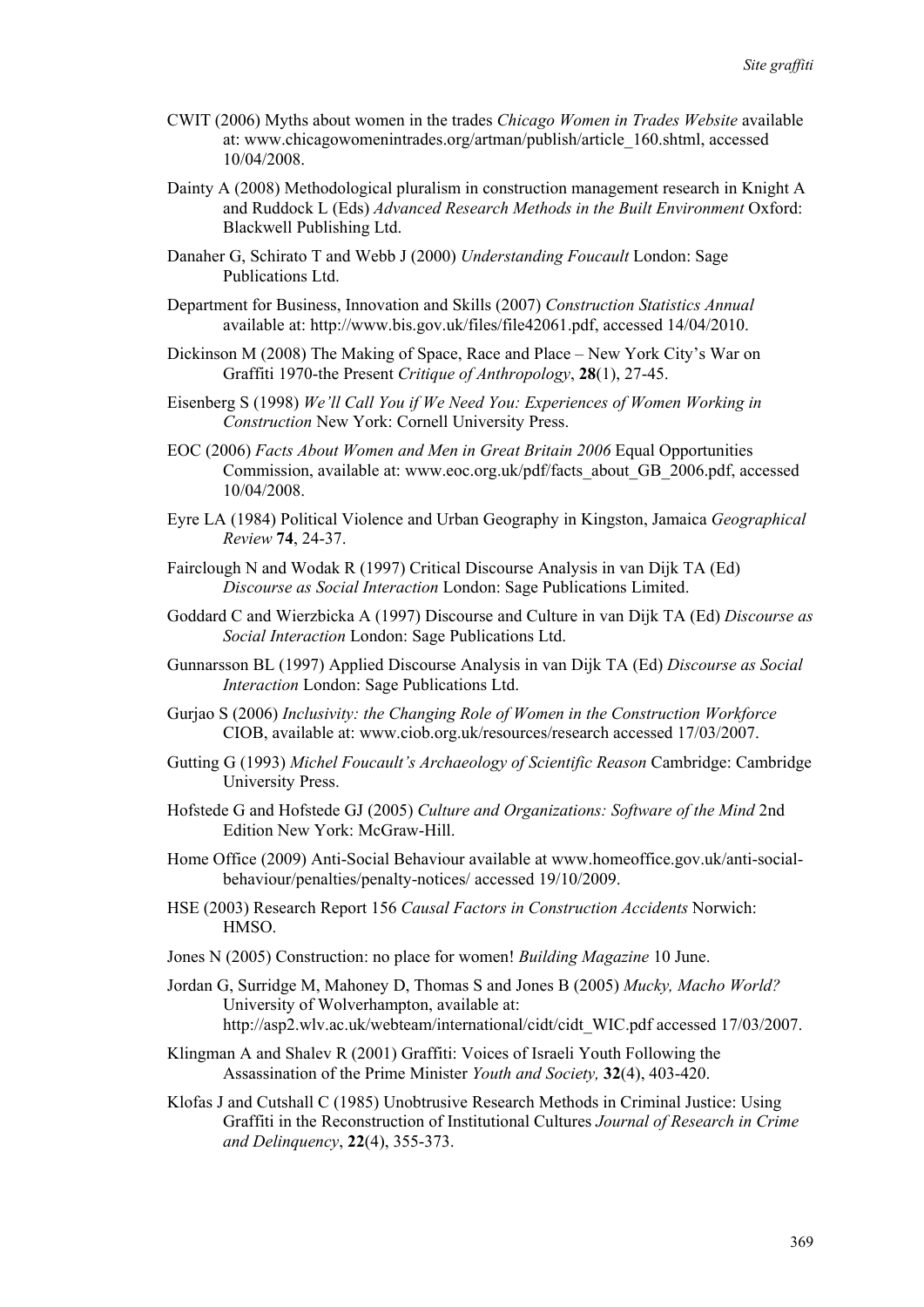CWIT (2006) Myths about women in the trades *Chicago Women in Trades Website* available at: www.chicagowomenintrades.org/artman/publish/article_160.shtml, accessed 10/04/2008.

Dainty A (2008) Methodological pluralism in construction management research in Knight A and Ruddock L (Eds) *Advanced Research Methods in the Built Environment* Oxford: Blackwell Publishing Ltd.

Danaher G, Schirato T and Webb J (2000) *Understanding Foucault* London: Sage Publications Ltd.

Department for Business, Innovation and Skills (2007) *Construction Statistics Annual* available at: http://www.bis.gov.uk/files/file42061.pdf, accessed 14/04/2010.

Dickinson M (2008) The Making of Space, Race and Place – New York City's War on Graffiti 1970-the Present *Critique of Anthropology*, **28**(1), 27-45.

Eisenberg S (1998) *We'll Call You if We Need You: Experiences of Women Working in Construction* New York: Cornell University Press.

EOC (2006) *Facts About Women and Men in Great Britain 2006* Equal Opportunities Commission, available at: www.eoc.org.uk/pdf/facts_about_GB_2006.pdf, accessed 10/04/2008.

Eyre LA (1984) Political Violence and Urban Geography in Kingston, Jamaica *Geographical Review* **74**, 24-37.

Fairclough N and Wodak R (1997) Critical Discourse Analysis in van Dijk TA (Ed) *Discourse as Social Interaction* London: Sage Publications Limited.

Goddard C and Wierzbicka A (1997) Discourse and Culture in van Dijk TA (Ed) *Discourse as Social Interaction* London: Sage Publications Ltd.

Gunnarsson BL (1997) Applied Discourse Analysis in van Dijk TA (Ed) *Discourse as Social Interaction* London: Sage Publications Ltd.

Gurjao S (2006) *Inclusivity: the Changing Role of Women in the Construction Workforce* CIOB, available at: www.ciob.org.uk/resources/research accessed 17/03/2007.

Gutting G (1993) *Michel Foucault's Archaeology of Scientific Reason* Cambridge: Cambridge University Press.

Hofstede G and Hofstede GJ (2005) *Culture and Organizations: Software of the Mind* 2nd Edition New York: McGraw-Hill.

Home Office (2009) Anti-Social Behaviour available at www.homeoffice.gov.uk/anti-social-behaviour/penalties/penalty-notices/ accessed 19/10/2009.

HSE (2003) Research Report 156 *Causal Factors in Construction Accidents* Norwich: HMSO.

Jones N (2005) Construction: no place for women! *Building Magazine* 10 June.

Jordan G, Surridge M, Mahoney D, Thomas S and Jones B (2005) *Mucky, Macho World?* University of Wolverhampton, available at: http://asp2.wlv.ac.uk/webteam/international/cidt/cidt_WIC.pdf accessed 17/03/2007.

Klingman A and Shalev R (2001) Graffiti: Voices of Israeli Youth Following the Assassination of the Prime Minister *Youth and Society,* **32**(4), 403-420.

Klofas J and Cutshall C (1985) Unobtrusive Research Methods in Criminal Justice: Using Graffiti in the Reconstruction of Institutional Cultures *Journal of Research in Crime and Delinquency*, **22**(4), 355-373.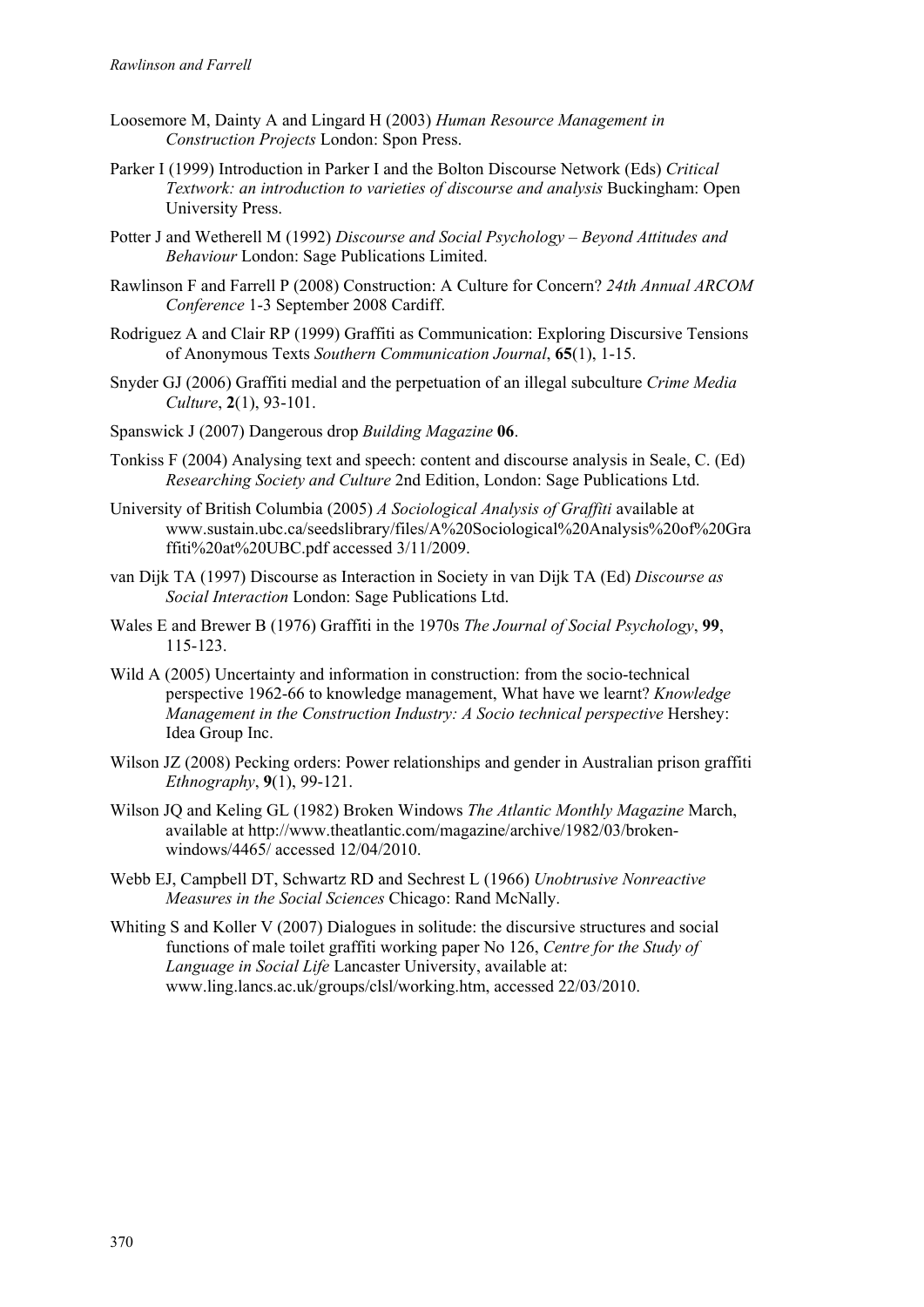Loosemore M, Dainty A and Lingard H (2003) *Human Resource Management in Construction Projects* London: Spon Press.

Parker I (1999) Introduction in Parker I and the Bolton Discourse Network (Eds) *Critical Textwork: an introduction to varieties of discourse and analysis* Buckingham: Open University Press.

Potter J and Wetherell M (1992) *Discourse and Social Psychology – Beyond Attitudes and Behaviour* London: Sage Publications Limited.

Rawlinson F and Farrell P (2008) Construction: A Culture for Concern? *24th Annual ARCOM Conference* 1-3 September 2008 Cardiff.

Rodriguez A and Clair RP (1999) Graffiti as Communication: Exploring Discursive Tensions of Anonymous Texts *Southern Communication Journal*, **65**(1), 1-15.

Snyder GJ (2006) Graffiti medial and the perpetuation of an illegal subculture *Crime Media Culture*, **2**(1), 93-101.

Spanswick J (2007) Dangerous drop *Building Magazine* **06**.

Tonkiss F (2004) Analysing text and speech: content and discourse analysis in Seale, C. (Ed) *Researching Society and Culture* 2nd Edition, London: Sage Publications Ltd.

University of British Columbia (2005) *A Sociological Analysis of Graffiti* available at www.sustain.ubc.ca/seedslibrary/files/A%20Sociological%20Analysis%20of%20Graffiti%20at%20UBC.pdf accessed 3/11/2009.

van Dijk TA (1997) Discourse as Interaction in Society in van Dijk TA (Ed) *Discourse as Social Interaction* London: Sage Publications Ltd.

Wales E and Brewer B (1976) Graffiti in the 1970s *The Journal of Social Psychology*, **99**, 115-123.

Wild A (2005) Uncertainty and information in construction: from the socio-technical perspective 1962-66 to knowledge management, What have we learnt? *Knowledge Management in the Construction Industry: A Socio technical perspective* Hershey: Idea Group Inc.

Wilson JZ (2008) Pecking orders: Power relationships and gender in Australian prison graffiti *Ethnography*, **9**(1), 99-121.

Wilson JQ and Keling GL (1982) Broken Windows *The Atlantic Monthly Magazine* March, available at http://www.theatlantic.com/magazine/archive/1982/03/broken-windows/4465/ accessed 12/04/2010.

Webb EJ, Campbell DT, Schwartz RD and Sechrest L (1966) *Unobtrusive Nonreactive Measures in the Social Sciences* Chicago: Rand McNally.

Whiting S and Koller V (2007) Dialogues in solitude: the discursive structures and social functions of male toilet graffiti working paper No 126, *Centre for the Study of Language in Social Life* Lancaster University, available at: www.ling.lancs.ac.uk/groups/clsl/working.htm, accessed 22/03/2010.